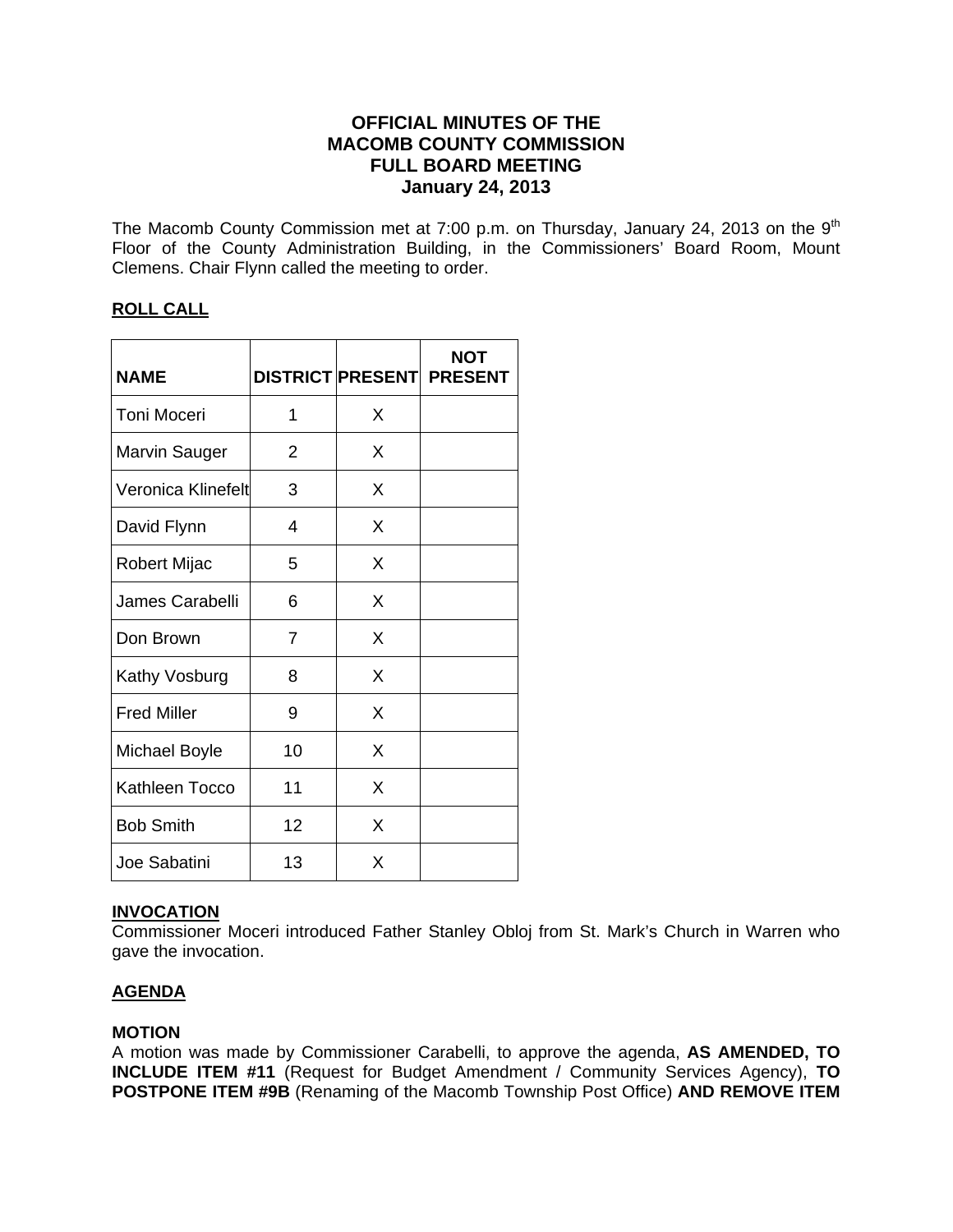# OFFICIAL MINUTES OF THE MACOMB COUNTY COMMISSION FULL BOARD MEETING January 24, 2013

The Macomb County Commission met at 7:00 p.m. on Thursday, January 24, 2013 on the 9th Floor of the County Administration Building, in the Commissioners' Board Room, Mount Clemens. Chair Flynn called the meeting to order.

## ROLL CALL

| NAME | DISTRICT | PRESENT | NOT PRESENT |
|---|---|---|---|
| Toni Moceri | 1 | X | |
| Marvin Sauger | 2 | X | |
| Veronica Klinefelt | 3 | X | |
| David Flynn | 4 | X | |
| Robert Mijac | 5 | X | |
| James Carabelli | 6 | X | |
| Don Brown | 7 | X | |
| Kathy Vosburg | 8 | X | |
| Fred Miller | 9 | X | |
| Michael Boyle | 10 | X | |
| Kathleen Tocco | 11 | X | |
| Bob Smith | 12 | X | |
| Joe Sabatini | 13 | X | |

## INVOCATION

Commissioner Moceri introduced Father Stanley Obloj from St. Mark's Church in Warren who gave the invocation.

## AGENDA

**MOTION**

A motion was made by Commissioner Carabelli, to approve the agenda, **AS AMENDED, TO INCLUDE ITEM #11** (Request for Budget Amendment / Community Services Agency), **TO POSTPONE ITEM #9B** (Renaming of the Macomb Township Post Office) **AND REMOVE ITEM**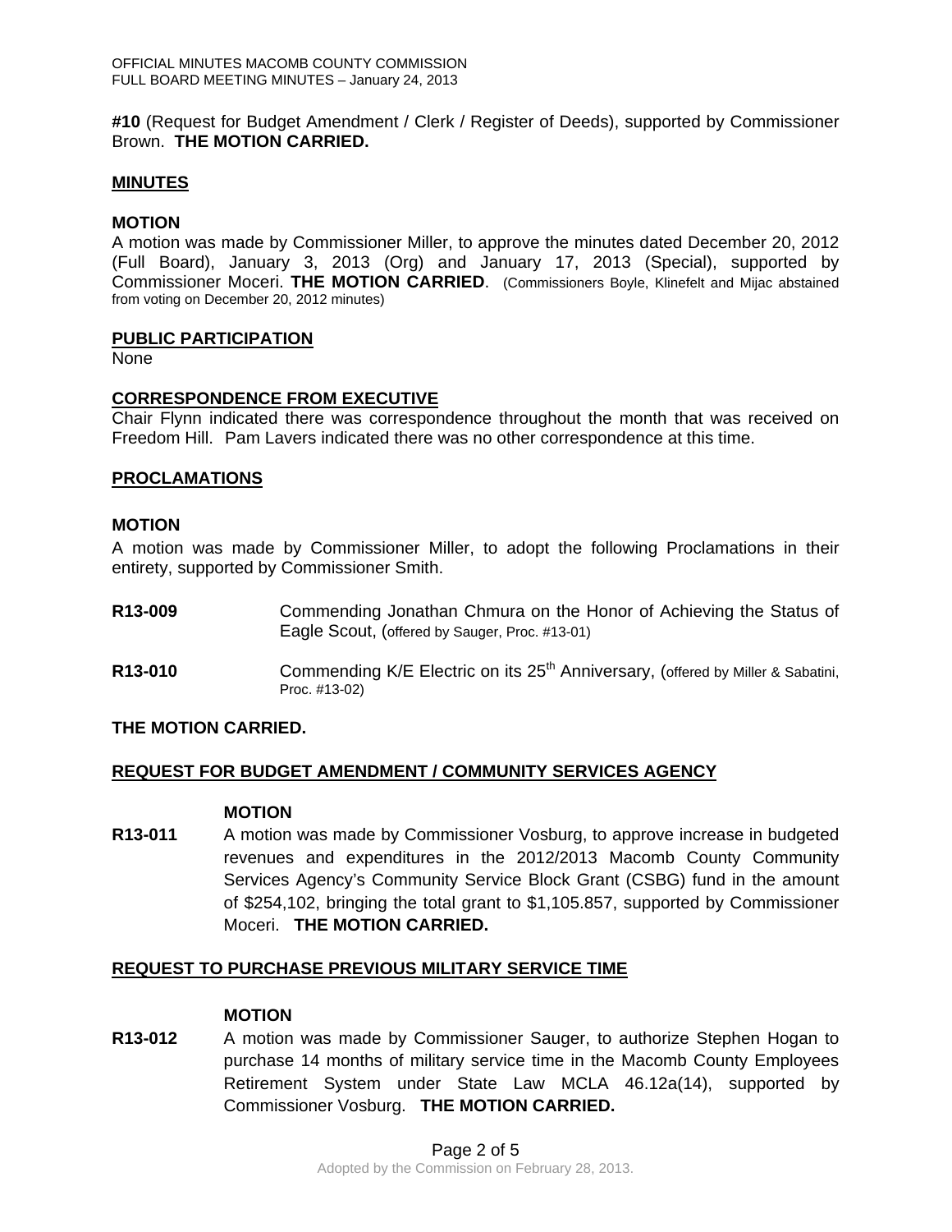**#10** (Request for Budget Amendment / Clerk / Register of Deeds), supported by Commissioner Brown. **THE MOTION CARRIED.**

## MINUTES

**MOTION**

A motion was made by Commissioner Miller, to approve the minutes dated December 20, 2012 (Full Board), January 3, 2013 (Org) and January 17, 2013 (Special), supported by Commissioner Moceri. **THE MOTION CARRIED**. (Commissioners Boyle, Klinefelt and Mijac abstained from voting on December 20, 2012 minutes)

## PUBLIC PARTICIPATION

None

## CORRESPONDENCE FROM EXECUTIVE

Chair Flynn indicated there was correspondence throughout the month that was received on Freedom Hill. Pam Lavers indicated there was no other correspondence at this time.

## PROCLAMATIONS

**MOTION**

A motion was made by Commissioner Miller, to adopt the following Proclamations in their entirety, supported by Commissioner Smith.

**R13-009** Commending Jonathan Chmura on the Honor of Achieving the Status of Eagle Scout, (offered by Sauger, Proc. #13-01)

**R13-010** Commending K/E Electric on its 25th Anniversary, (offered by Miller & Sabatini, Proc. #13-02)

**THE MOTION CARRIED.**

## REQUEST FOR BUDGET AMENDMENT / COMMUNITY SERVICES AGENCY

**MOTION**

**R13-011** A motion was made by Commissioner Vosburg, to approve increase in budgeted revenues and expenditures in the 2012/2013 Macomb County Community Services Agency's Community Service Block Grant (CSBG) fund in the amount of $254,102, bringing the total grant to $1,105.857, supported by Commissioner Moceri. **THE MOTION CARRIED.**

## REQUEST TO PURCHASE PREVIOUS MILITARY SERVICE TIME

**MOTION**

**R13-012** A motion was made by Commissioner Sauger, to authorize Stephen Hogan to purchase 14 months of military service time in the Macomb County Employees Retirement System under State Law MCLA 46.12a(14), supported by Commissioner Vosburg. **THE MOTION CARRIED.**

Adopted by the Commission on February 28, 2013.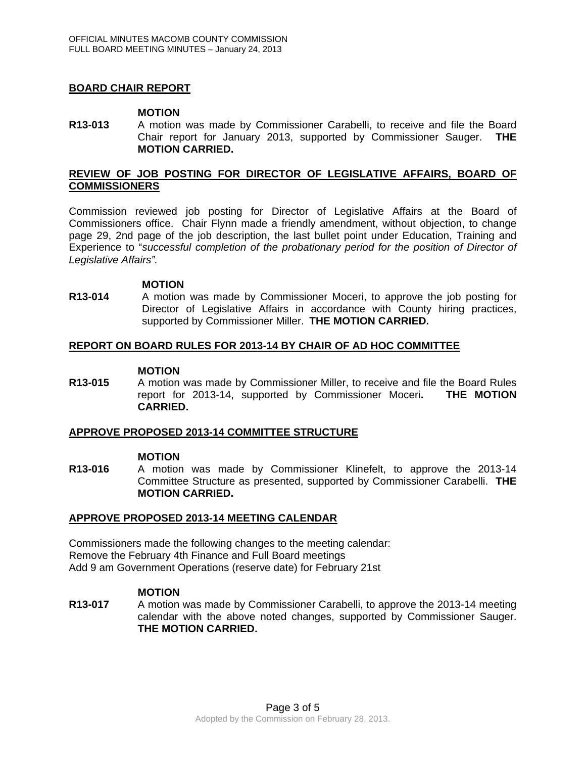## BOARD CHAIR REPORT

**MOTION**

**R13-013** A motion was made by Commissioner Carabelli, to receive and file the Board Chair report for January 2013, supported by Commissioner Sauger. **THE MOTION CARRIED.**

## REVIEW OF JOB POSTING FOR DIRECTOR OF LEGISLATIVE AFFAIRS, BOARD OF COMMISSIONERS

Commission reviewed job posting for Director of Legislative Affairs at the Board of Commissioners office. Chair Flynn made a friendly amendment, without objection, to change page 29, 2nd page of the job description, the last bullet point under Education, Training and Experience to "*successful completion of the probationary period for the position of Director of Legislative Affairs".*

**MOTION**

**R13-014** A motion was made by Commissioner Moceri, to approve the job posting for Director of Legislative Affairs in accordance with County hiring practices, supported by Commissioner Miller. **THE MOTION CARRIED.**

## REPORT ON BOARD RULES FOR 2013-14 BY CHAIR OF AD HOC COMMITTEE

**MOTION**

**R13-015** A motion was made by Commissioner Miller, to receive and file the Board Rules report for 2013-14, supported by Commissioner Moceri**.** **THE MOTION CARRIED.**

## APPROVE PROPOSED 2013-14 COMMITTEE STRUCTURE

**MOTION**

**R13-016** A motion was made by Commissioner Klinefelt, to approve the 2013-14 Committee Structure as presented, supported by Commissioner Carabelli. **THE MOTION CARRIED.**

## APPROVE PROPOSED 2013-14 MEETING CALENDAR

Commissioners made the following changes to the meeting calendar:
Remove the February 4th Finance and Full Board meetings
Add 9 am Government Operations (reserve date) for February 21st

**MOTION**

**R13-017** A motion was made by Commissioner Carabelli, to approve the 2013-14 meeting calendar with the above noted changes, supported by Commissioner Sauger. **THE MOTION CARRIED.**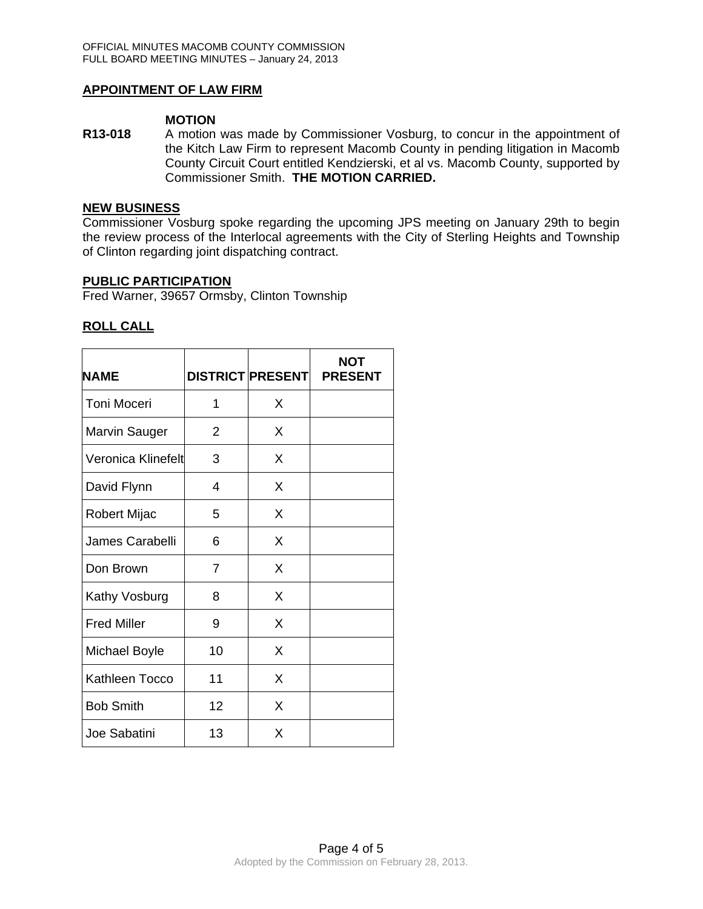## APPOINTMENT OF LAW FIRM

**MOTION**

**R13-018** A motion was made by Commissioner Vosburg, to concur in the appointment of the Kitch Law Firm to represent Macomb County in pending litigation in Macomb County Circuit Court entitled Kendzierski, et al vs. Macomb County, supported by Commissioner Smith. **THE MOTION CARRIED.**

## NEW BUSINESS

Commissioner Vosburg spoke regarding the upcoming JPS meeting on January 29th to begin the review process of the Interlocal agreements with the City of Sterling Heights and Township of Clinton regarding joint dispatching contract.

## PUBLIC PARTICIPATION

Fred Warner, 39657 Ormsby, Clinton Township

## ROLL CALL

| NAME | DISTRICT | PRESENT | NOT PRESENT |
|---|---|---|---|
| Toni Moceri | 1 | X | |
| Marvin Sauger | 2 | X | |
| Veronica Klinefelt | 3 | X | |
| David Flynn | 4 | X | |
| Robert Mijac | 5 | X | |
| James Carabelli | 6 | X | |
| Don Brown | 7 | X | |
| Kathy Vosburg | 8 | X | |
| Fred Miller | 9 | X | |
| Michael Boyle | 10 | X | |
| Kathleen Tocco | 11 | X | |
| Bob Smith | 12 | X | |
| Joe Sabatini | 13 | X | |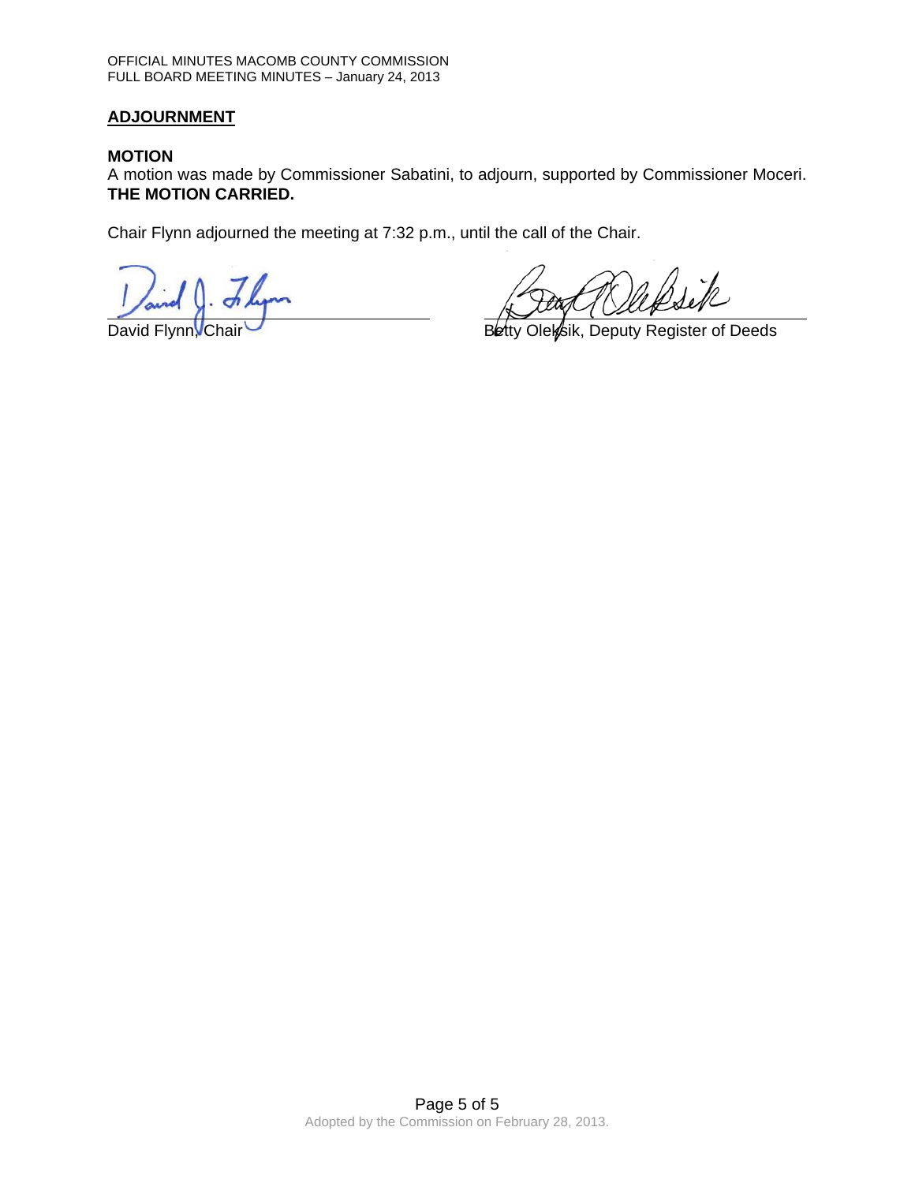## ADJOURNMENT

**MOTION**

A motion was made by Commissioner Sabatini, to adjourn, supported by Commissioner Moceri.
**THE MOTION CARRIED.**

Chair Flynn adjourned the meeting at 7:32 p.m., until the call of the Chair.

David Flynn, Chair

Betty Oleksik, Deputy Register of Deeds

Adopted by the Commission on February 28, 2013.